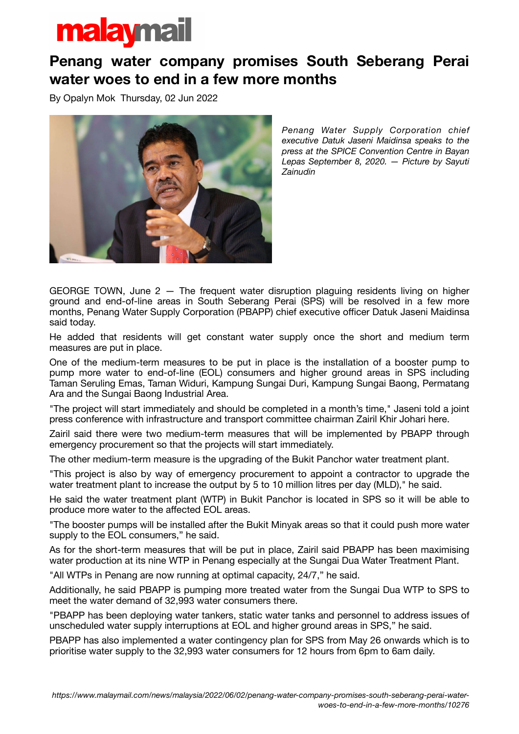# Penang water company promises South Seberang Perai water woes to end in a few more months

By Opalyn Mok Thursday, 02 Jun 2022

*Penang Water Supply Corporation chief executive Datuk Jaseni Maidinsa speaks to the press at the SPICE Convention Centre in Bayan Lepas September 8, 2020. — Picture by Sayuti Zainudin*

GEORGE TOWN, June 2 — The frequent water disruption plaguing residents living on higher ground and end-of-line areas in South Seberang Perai (SPS) will be resolved in a few more months, Penang Water Supply Corporation (PBAPP) chief executive officer Datuk Jaseni Maidinsa said today.

He added that residents will get constant water supply once the short and medium term measures are put in place.

One of the medium-term measures to be put in place is the installation of a booster pump to pump more water to end-of-line (EOL) consumers and higher ground areas in SPS including Taman Seruling Emas, Taman Widuri, Kampung Sungai Duri, Kampung Sungai Baong, Permatang Ara and the Sungai Baong Industrial Area.

"The project will start immediately and should be completed in a month's time," Jaseni told a joint press conference with infrastructure and transport committee chairman Zairil Khir Johari here.

Zairil said there were two medium-term measures that will be implemented by PBAPP through emergency procurement so that the projects will start immediately.

The other medium-term measure is the upgrading of the Bukit Panchor water treatment plant.

"This project is also by way of emergency procurement to appoint a contractor to upgrade the water treatment plant to increase the output by 5 to 10 million litres per day (MLD)," he said.

He said the water treatment plant (WTP) in Bukit Panchor is located in SPS so it will be able to produce more water to the affected EOL areas.

"The booster pumps will be installed after the Bukit Minyak areas so that it could push more water supply to the EOL consumers," he said.

As for the short-term measures that will be put in place, Zairil said PBAPP has been maximising water production at its nine WTP in Penang especially at the Sungai Dua Water Treatment Plant.

"All WTPs in Penang are now running at optimal capacity, 24/7," he said.

Additionally, he said PBAPP is pumping more treated water from the Sungai Dua WTP to SPS to meet the water demand of 32,993 water consumers there.

"PBAPP has been deploying water tankers, static water tanks and personnel to address issues of unscheduled water supply interruptions at EOL and higher ground areas in SPS," he said.

PBAPP has also implemented a water contingency plan for SPS from May 26 onwards which is to prioritise water supply to the 32,993 water consumers for 12 hours from 6pm to 6am daily.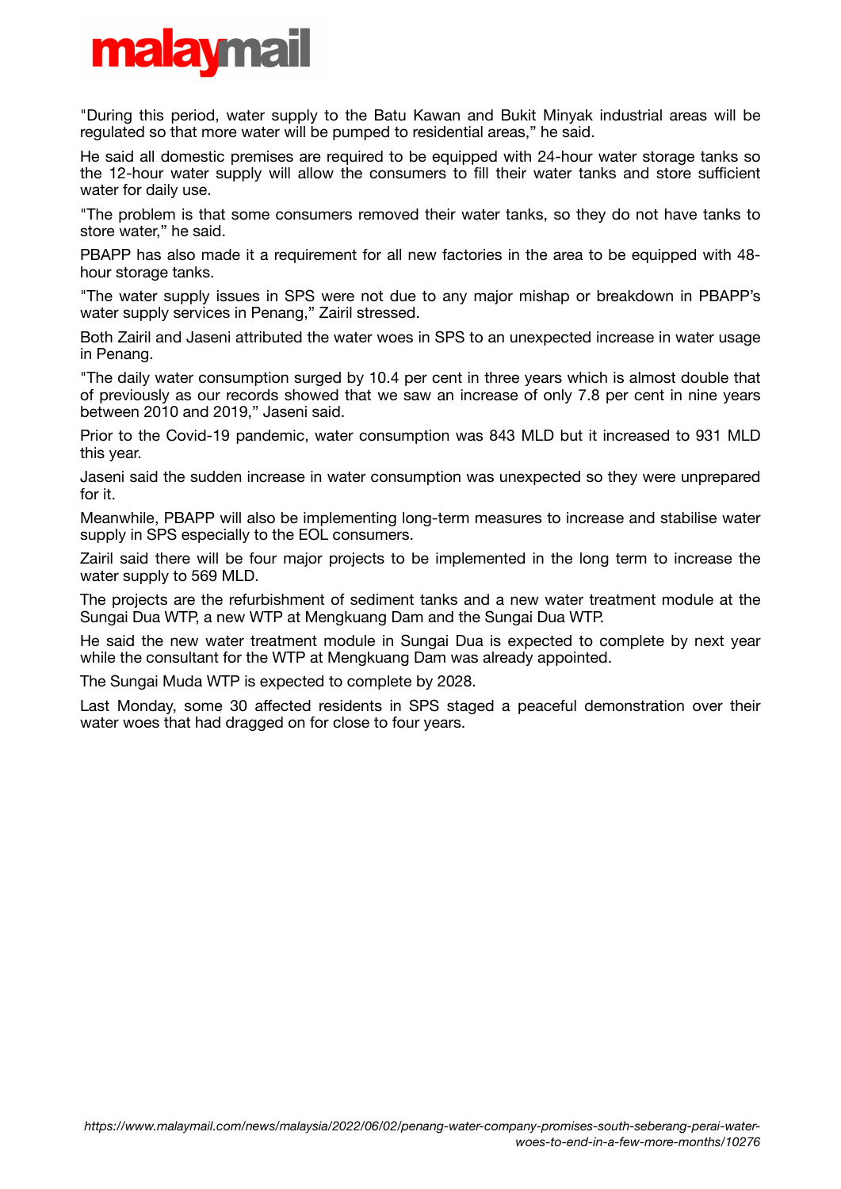"During this period, water supply to the Batu Kawan and Bukit Minyak industrial areas will be regulated so that more water will be pumped to residential areas," he said.

He said all domestic premises are required to be equipped with 24-hour water storage tanks so the 12-hour water supply will allow the consumers to fill their water tanks and store sufficient water for daily use.

"The problem is that some consumers removed their water tanks, so they do not have tanks to store water," he said.

PBAPP has also made it a requirement for all new factories in the area to be equipped with 48-hour storage tanks.

"The water supply issues in SPS were not due to any major mishap or breakdown in PBAPP's water supply services in Penang," Zairil stressed.

Both Zairil and Jaseni attributed the water woes in SPS to an unexpected increase in water usage in Penang.

"The daily water consumption surged by 10.4 per cent in three years which is almost double that of previously as our records showed that we saw an increase of only 7.8 per cent in nine years between 2010 and 2019," Jaseni said.

Prior to the Covid-19 pandemic, water consumption was 843 MLD but it increased to 931 MLD this year.

Jaseni said the sudden increase in water consumption was unexpected so they were unprepared for it.

Meanwhile, PBAPP will also be implementing long-term measures to increase and stabilise water supply in SPS especially to the EOL consumers.

Zairil said there will be four major projects to be implemented in the long term to increase the water supply to 569 MLD.

The projects are the refurbishment of sediment tanks and a new water treatment module at the Sungai Dua WTP, a new WTP at Mengkuang Dam and the Sungai Dua WTP.

He said the new water treatment module in Sungai Dua is expected to complete by next year while the consultant for the WTP at Mengkuang Dam was already appointed.

The Sungai Muda WTP is expected to complete by 2028.

Last Monday, some 30 affected residents in SPS staged a peaceful demonstration over their water woes that had dragged on for close to four years.